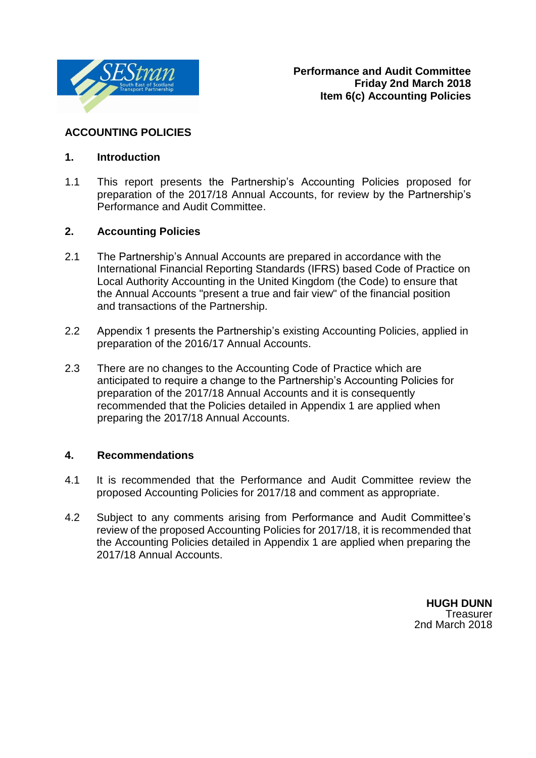**Performance and Audit Committee**
**Friday 2nd March 2018**
**Item 6(c) Accounting Policies**

## ACCOUNTING POLICIES

### 1. Introduction

1.1 This report presents the Partnership's Accounting Policies proposed for preparation of the 2017/18 Annual Accounts, for review by the Partnership's Performance and Audit Committee.

### 2. Accounting Policies

2.1 The Partnership's Annual Accounts are prepared in accordance with the International Financial Reporting Standards (IFRS) based Code of Practice on Local Authority Accounting in the United Kingdom (the Code) to ensure that the Annual Accounts "present a true and fair view" of the financial position and transactions of the Partnership.

2.2 Appendix 1 presents the Partnership's existing Accounting Policies, applied in preparation of the 2016/17 Annual Accounts.

2.3 There are no changes to the Accounting Code of Practice which are anticipated to require a change to the Partnership's Accounting Policies for preparation of the 2017/18 Annual Accounts and it is consequently recommended that the Policies detailed in Appendix 1 are applied when preparing the 2017/18 Annual Accounts.

### 4. Recommendations

4.1 It is recommended that the Performance and Audit Committee review the proposed Accounting Policies for 2017/18 and comment as appropriate.

4.2 Subject to any comments arising from Performance and Audit Committee's review of the proposed Accounting Policies for 2017/18, it is recommended that the Accounting Policies detailed in Appendix 1 are applied when preparing the 2017/18 Annual Accounts.

**HUGH DUNN**
Treasurer
2nd March 2018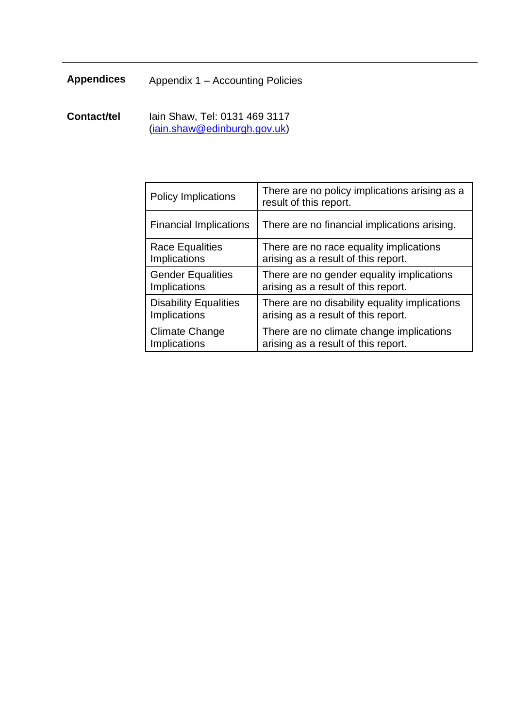---

**Appendices** Appendix 1 – Accounting Policies

**Contact/tel** Iain Shaw, Tel: 0131 469 3117
(iain.shaw@edinburgh.gov.uk)

| | |
|---|---|
| Policy Implications | There are no policy implications arising as a result of this report. |
| Financial Implications | There are no financial implications arising. |
| Race Equalities Implications | There are no race equality implications arising as a result of this report. |
| Gender Equalities Implications | There are no gender equality implications arising as a result of this report. |
| Disability Equalities Implications | There are no disability equality implications arising as a result of this report. |
| Climate Change Implications | There are no climate change implications arising as a result of this report. |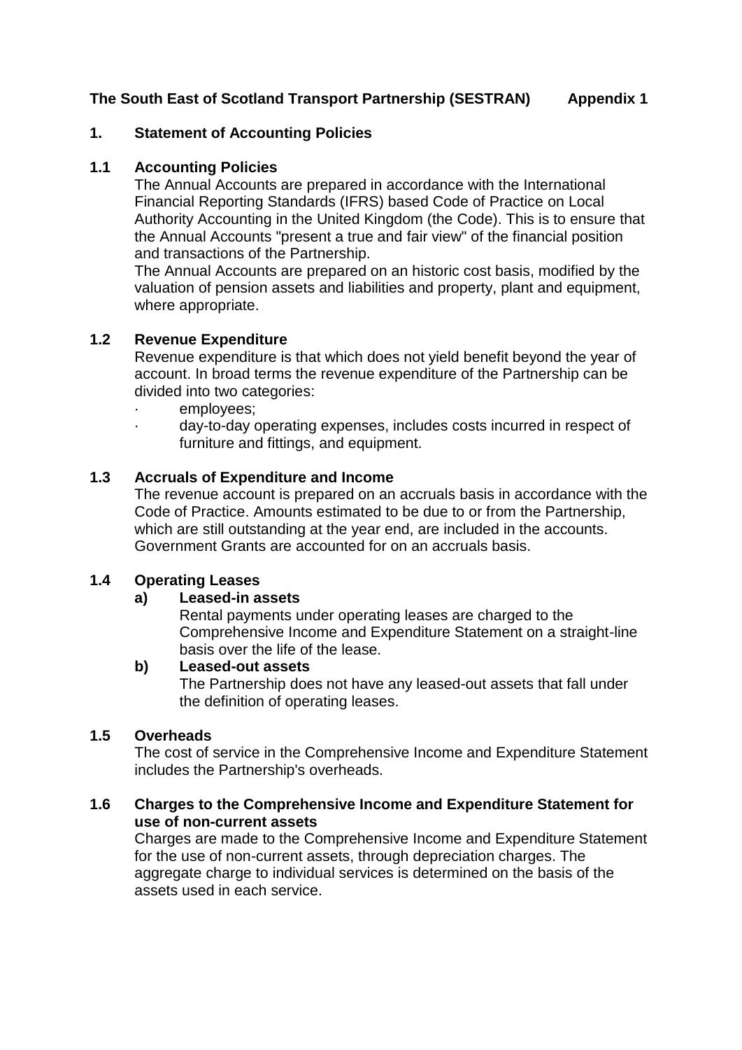**The South East of Scotland Transport Partnership (SESTRAN) Appendix 1**

## 1. Statement of Accounting Policies

### 1.1 Accounting Policies

The Annual Accounts are prepared in accordance with the International Financial Reporting Standards (IFRS) based Code of Practice on Local Authority Accounting in the United Kingdom (the Code). This is to ensure that the Annual Accounts "present a true and fair view" of the financial position and transactions of the Partnership.

The Annual Accounts are prepared on an historic cost basis, modified by the valuation of pension assets and liabilities and property, plant and equipment, where appropriate.

### 1.2 Revenue Expenditure

Revenue expenditure is that which does not yield benefit beyond the year of account. In broad terms the revenue expenditure of the Partnership can be divided into two categories:

- employees;
- day-to-day operating expenses, includes costs incurred in respect of furniture and fittings, and equipment.

### 1.3 Accruals of Expenditure and Income

The revenue account is prepared on an accruals basis in accordance with the Code of Practice. Amounts estimated to be due to or from the Partnership, which are still outstanding at the year end, are included in the accounts. Government Grants are accounted for on an accruals basis.

### 1.4 Operating Leases

**a) Leased-in assets**

Rental payments under operating leases are charged to the Comprehensive Income and Expenditure Statement on a straight-line basis over the life of the lease.

**b) Leased-out assets**

The Partnership does not have any leased-out assets that fall under the definition of operating leases.

### 1.5 Overheads

The cost of service in the Comprehensive Income and Expenditure Statement includes the Partnership's overheads.

### 1.6 Charges to the Comprehensive Income and Expenditure Statement for use of non-current assets

Charges are made to the Comprehensive Income and Expenditure Statement for the use of non-current assets, through depreciation charges. The aggregate charge to individual services is determined on the basis of the assets used in each service.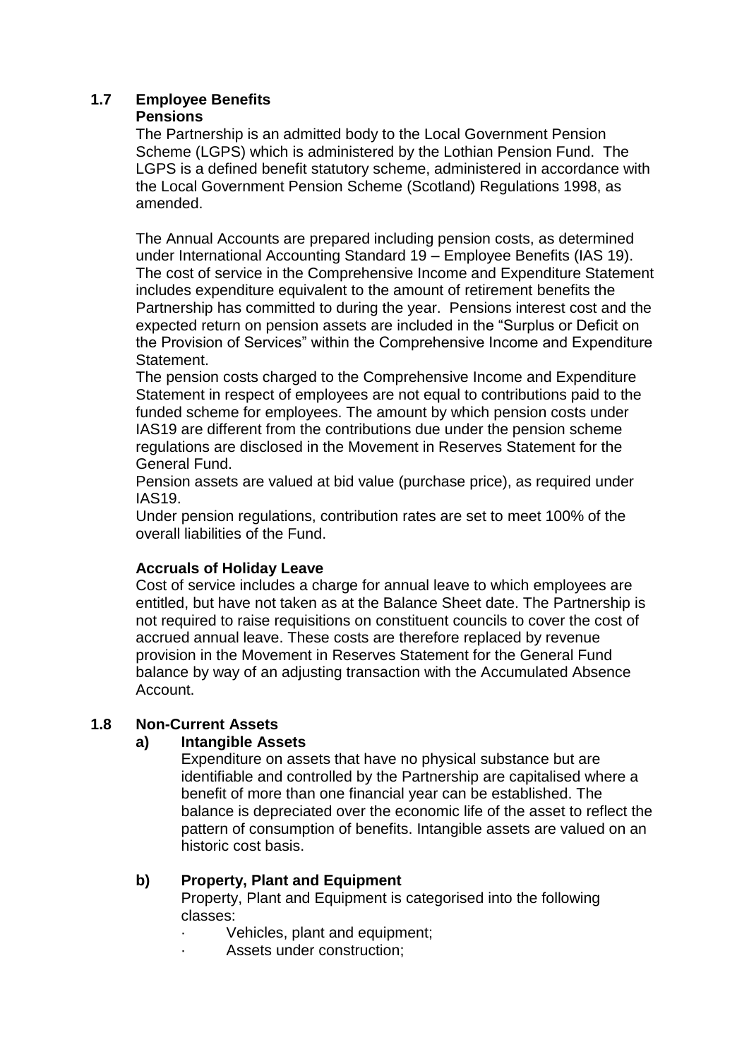## 1.7 Employee Benefits

### Pensions

The Partnership is an admitted body to the Local Government Pension Scheme (LGPS) which is administered by the Lothian Pension Fund. The LGPS is a defined benefit statutory scheme, administered in accordance with the Local Government Pension Scheme (Scotland) Regulations 1998, as amended.

The Annual Accounts are prepared including pension costs, as determined under International Accounting Standard 19 – Employee Benefits (IAS 19). The cost of service in the Comprehensive Income and Expenditure Statement includes expenditure equivalent to the amount of retirement benefits the Partnership has committed to during the year. Pensions interest cost and the expected return on pension assets are included in the "Surplus or Deficit on the Provision of Services" within the Comprehensive Income and Expenditure Statement.

The pension costs charged to the Comprehensive Income and Expenditure Statement in respect of employees are not equal to contributions paid to the funded scheme for employees. The amount by which pension costs under IAS19 are different from the contributions due under the pension scheme regulations are disclosed in the Movement in Reserves Statement for the General Fund.

Pension assets are valued at bid value (purchase price), as required under IAS19.

Under pension regulations, contribution rates are set to meet 100% of the overall liabilities of the Fund.

### Accruals of Holiday Leave

Cost of service includes a charge for annual leave to which employees are entitled, but have not taken as at the Balance Sheet date. The Partnership is not required to raise requisitions on constituent councils to cover the cost of accrued annual leave. These costs are therefore replaced by revenue provision in the Movement in Reserves Statement for the General Fund balance by way of an adjusting transaction with the Accumulated Absence Account.

## 1.8 Non-Current Assets

### a) Intangible Assets

Expenditure on assets that have no physical substance but are identifiable and controlled by the Partnership are capitalised where a benefit of more than one financial year can be established. The balance is depreciated over the economic life of the asset to reflect the pattern of consumption of benefits. Intangible assets are valued on an historic cost basis.

### b) Property, Plant and Equipment

Property, Plant and Equipment is categorised into the following classes:

- Vehicles, plant and equipment;
- Assets under construction;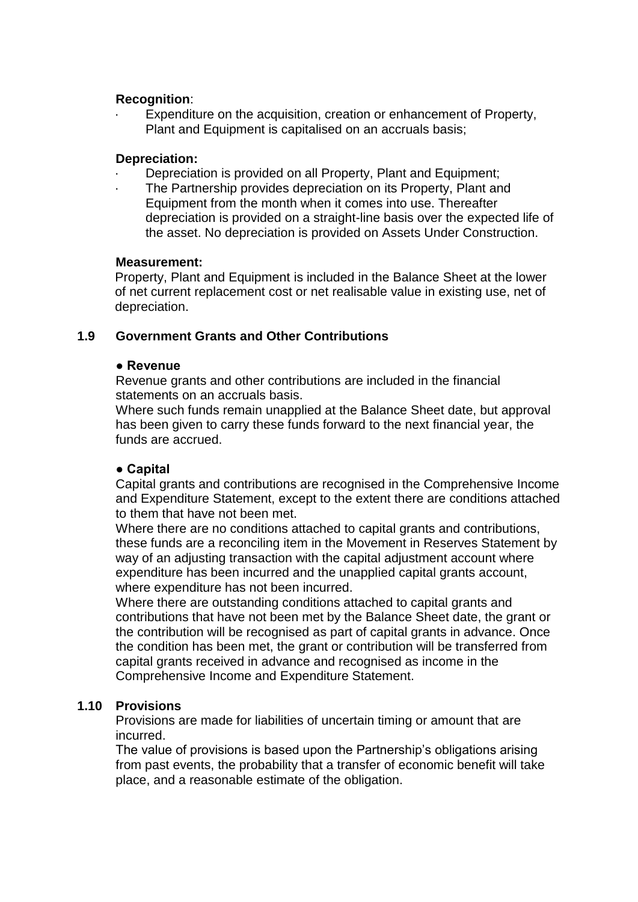**Recognition**:

- Expenditure on the acquisition, creation or enhancement of Property, Plant and Equipment is capitalised on an accruals basis;

**Depreciation:**

- Depreciation is provided on all Property, Plant and Equipment;
- The Partnership provides depreciation on its Property, Plant and Equipment from the month when it comes into use. Thereafter depreciation is provided on a straight-line basis over the expected life of the asset. No depreciation is provided on Assets Under Construction.

**Measurement:**

Property, Plant and Equipment is included in the Balance Sheet at the lower of net current replacement cost or net realisable value in existing use, net of depreciation.

## 1.9 Government Grants and Other Contributions

**● Revenue**

Revenue grants and other contributions are included in the financial statements on an accruals basis.

Where such funds remain unapplied at the Balance Sheet date, but approval has been given to carry these funds forward to the next financial year, the funds are accrued.

**● Capital**

Capital grants and contributions are recognised in the Comprehensive Income and Expenditure Statement, except to the extent there are conditions attached to them that have not been met.

Where there are no conditions attached to capital grants and contributions, these funds are a reconciling item in the Movement in Reserves Statement by way of an adjusting transaction with the capital adjustment account where expenditure has been incurred and the unapplied capital grants account, where expenditure has not been incurred.

Where there are outstanding conditions attached to capital grants and contributions that have not been met by the Balance Sheet date, the grant or the contribution will be recognised as part of capital grants in advance. Once the condition has been met, the grant or contribution will be transferred from capital grants received in advance and recognised as income in the Comprehensive Income and Expenditure Statement.

## 1.10 Provisions

Provisions are made for liabilities of uncertain timing or amount that are incurred.

The value of provisions is based upon the Partnership's obligations arising from past events, the probability that a transfer of economic benefit will take place, and a reasonable estimate of the obligation.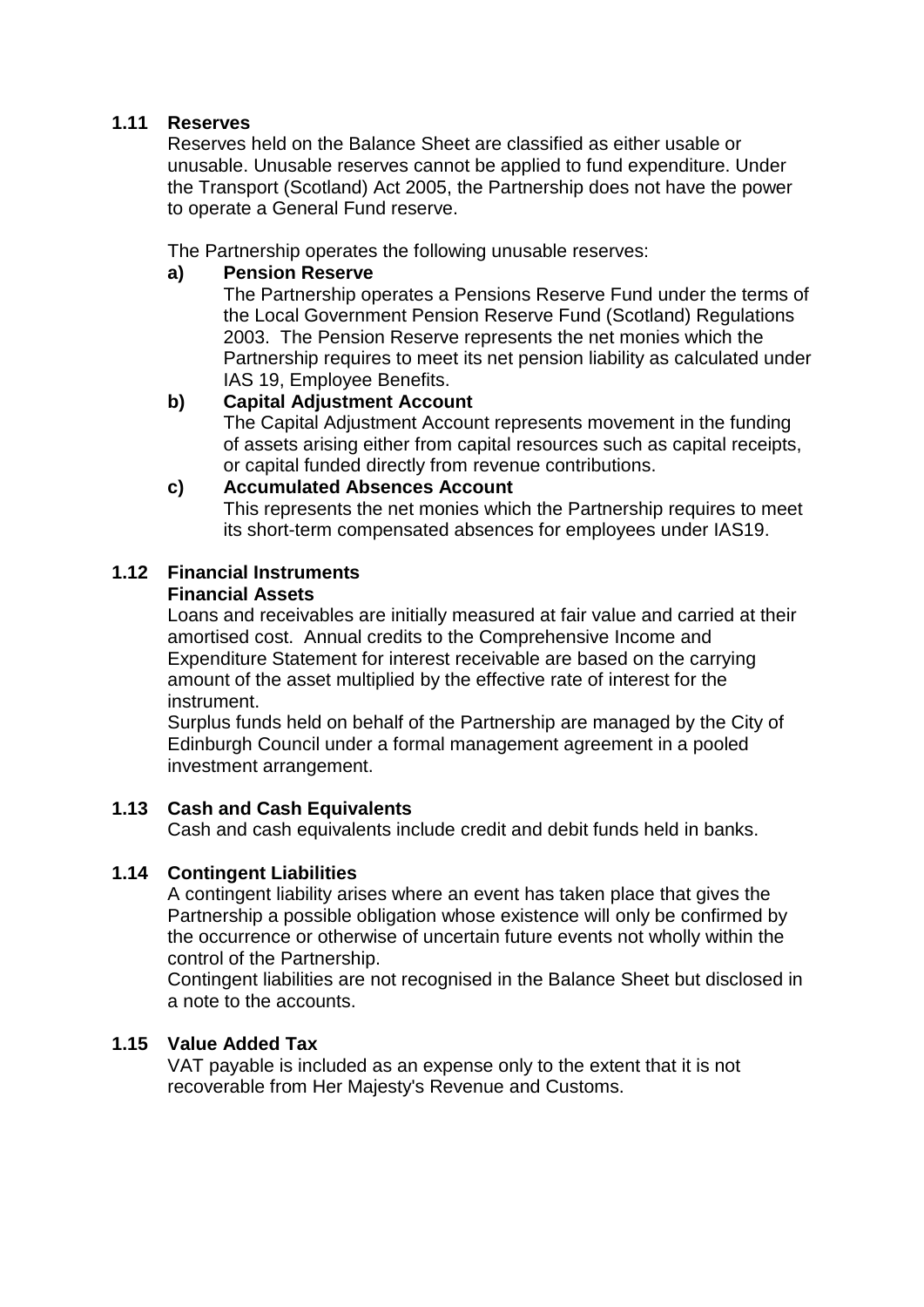## 1.11 Reserves

Reserves held on the Balance Sheet are classified as either usable or unusable. Unusable reserves cannot be applied to fund expenditure. Under the Transport (Scotland) Act 2005, the Partnership does not have the power to operate a General Fund reserve.

The Partnership operates the following unusable reserves:

**a) Pension Reserve**

The Partnership operates a Pensions Reserve Fund under the terms of the Local Government Pension Reserve Fund (Scotland) Regulations 2003. The Pension Reserve represents the net monies which the Partnership requires to meet its net pension liability as calculated under IAS 19, Employee Benefits.

**b) Capital Adjustment Account**

The Capital Adjustment Account represents movement in the funding of assets arising either from capital resources such as capital receipts, or capital funded directly from revenue contributions.

**c) Accumulated Absences Account**

This represents the net monies which the Partnership requires to meet its short-term compensated absences for employees under IAS19.

## 1.12 Financial Instruments

**Financial Assets**

Loans and receivables are initially measured at fair value and carried at their amortised cost. Annual credits to the Comprehensive Income and Expenditure Statement for interest receivable are based on the carrying amount of the asset multiplied by the effective rate of interest for the instrument.

Surplus funds held on behalf of the Partnership are managed by the City of Edinburgh Council under a formal management agreement in a pooled investment arrangement.

## 1.13 Cash and Cash Equivalents

Cash and cash equivalents include credit and debit funds held in banks.

## 1.14 Contingent Liabilities

A contingent liability arises where an event has taken place that gives the Partnership a possible obligation whose existence will only be confirmed by the occurrence or otherwise of uncertain future events not wholly within the control of the Partnership.

Contingent liabilities are not recognised in the Balance Sheet but disclosed in a note to the accounts.

## 1.15 Value Added Tax

VAT payable is included as an expense only to the extent that it is not recoverable from Her Majesty's Revenue and Customs.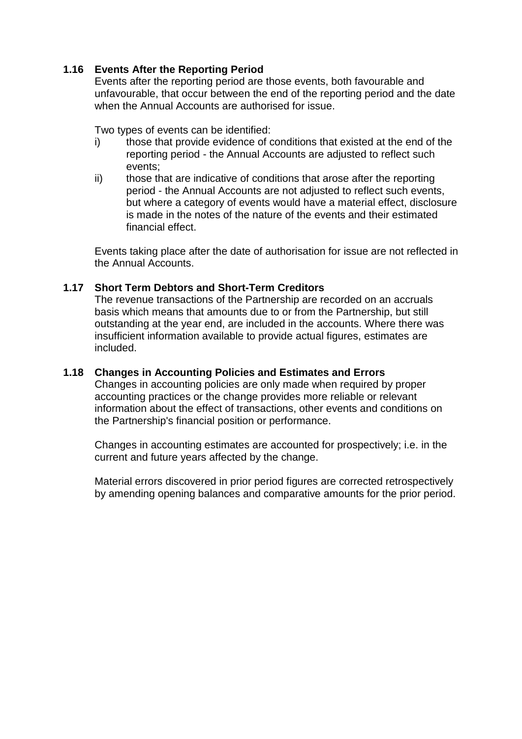### 1.16 Events After the Reporting Period

Events after the reporting period are those events, both favourable and unfavourable, that occur between the end of the reporting period and the date when the Annual Accounts are authorised for issue.

Two types of events can be identified:

i) those that provide evidence of conditions that existed at the end of the reporting period - the Annual Accounts are adjusted to reflect such events;

ii) those that are indicative of conditions that arose after the reporting period - the Annual Accounts are not adjusted to reflect such events, but where a category of events would have a material effect, disclosure is made in the notes of the nature of the events and their estimated financial effect.

Events taking place after the date of authorisation for issue are not reflected in the Annual Accounts.

### 1.17 Short Term Debtors and Short-Term Creditors

The revenue transactions of the Partnership are recorded on an accruals basis which means that amounts due to or from the Partnership, but still outstanding at the year end, are included in the accounts. Where there was insufficient information available to provide actual figures, estimates are included.

### 1.18 Changes in Accounting Policies and Estimates and Errors

Changes in accounting policies are only made when required by proper accounting practices or the change provides more reliable or relevant information about the effect of transactions, other events and conditions on the Partnership's financial position or performance.

Changes in accounting estimates are accounted for prospectively; i.e. in the current and future years affected by the change.

Material errors discovered in prior period figures are corrected retrospectively by amending opening balances and comparative amounts for the prior period.